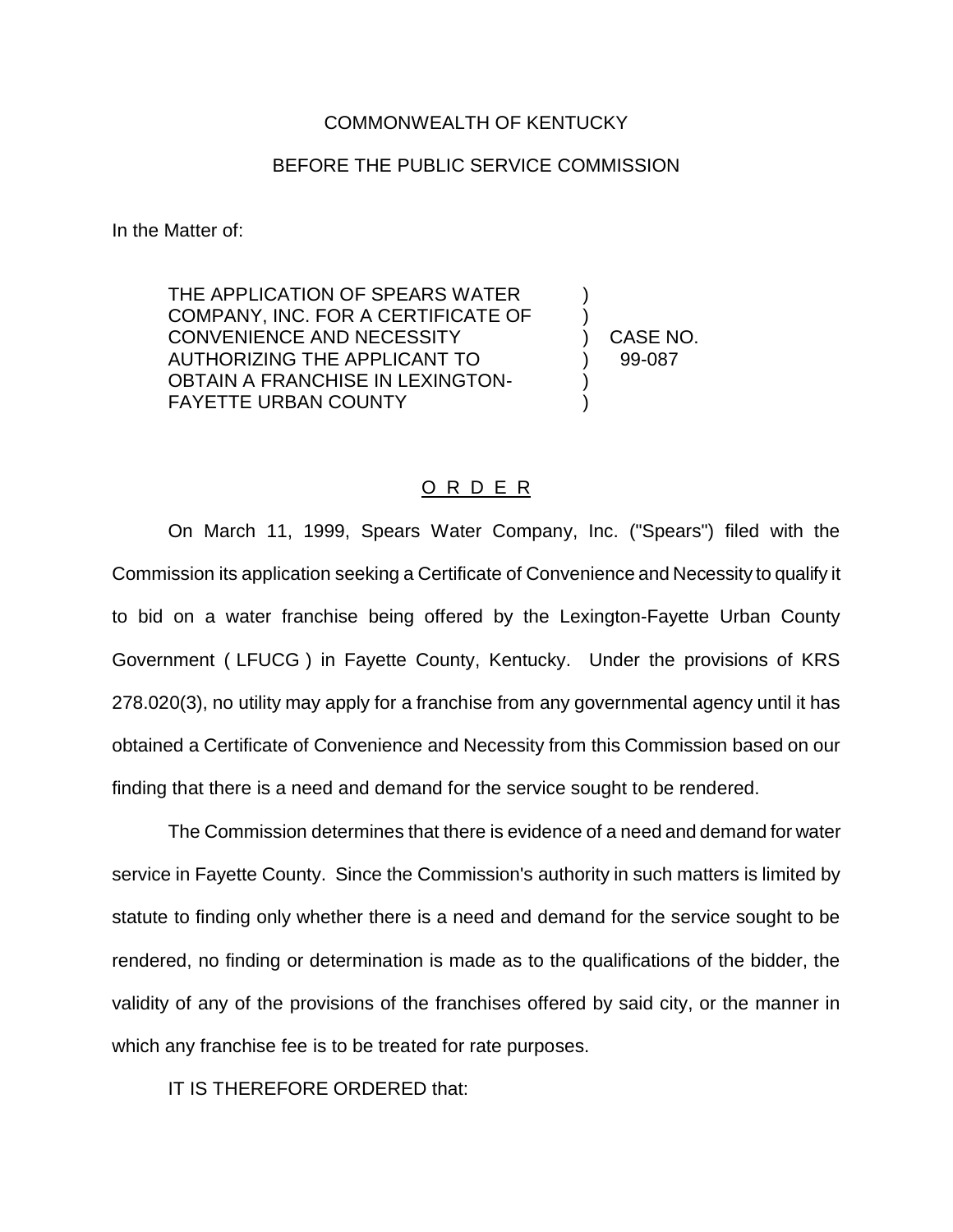COMMONWEALTH OF KENTUCKY

BEFORE THE PUBLIC SERVICE COMMISSION

In the Matter of:

THE APPLICATION OF SPEARS WATER COMPANY, INC. FOR A CERTIFICATE OF CONVENIENCE AND NECESSITY AUTHORIZING THE APPLICANT TO OBTAIN A FRANCHISE IN LEXINGTON-FAYETTE URBAN COUNTY ) ) ) ) ) ) CASE NO. 99-087

<u>O R D E R</u>

On March 11, 1999, Spears Water Company, Inc. ("Spears") filed with the Commission its application seeking a Certificate of Convenience and Necessity to qualify it to bid on a water franchise being offered by the Lexington-Fayette Urban County Government ( LFUCG ) in Fayette County, Kentucky. Under the provisions of KRS 278.020(3), no utility may apply for a franchise from any governmental agency until it has obtained a Certificate of Convenience and Necessity from this Commission based on our finding that there is a need and demand for the service sought to be rendered.

The Commission determines that there is evidence of a need and demand for water service in Fayette County. Since the Commission's authority in such matters is limited by statute to finding only whether there is a need and demand for the service sought to be rendered, no finding or determination is made as to the qualifications of the bidder, the validity of any of the provisions of the franchises offered by said city, or the manner in which any franchise fee is to be treated for rate purposes.

IT IS THEREFORE ORDERED that: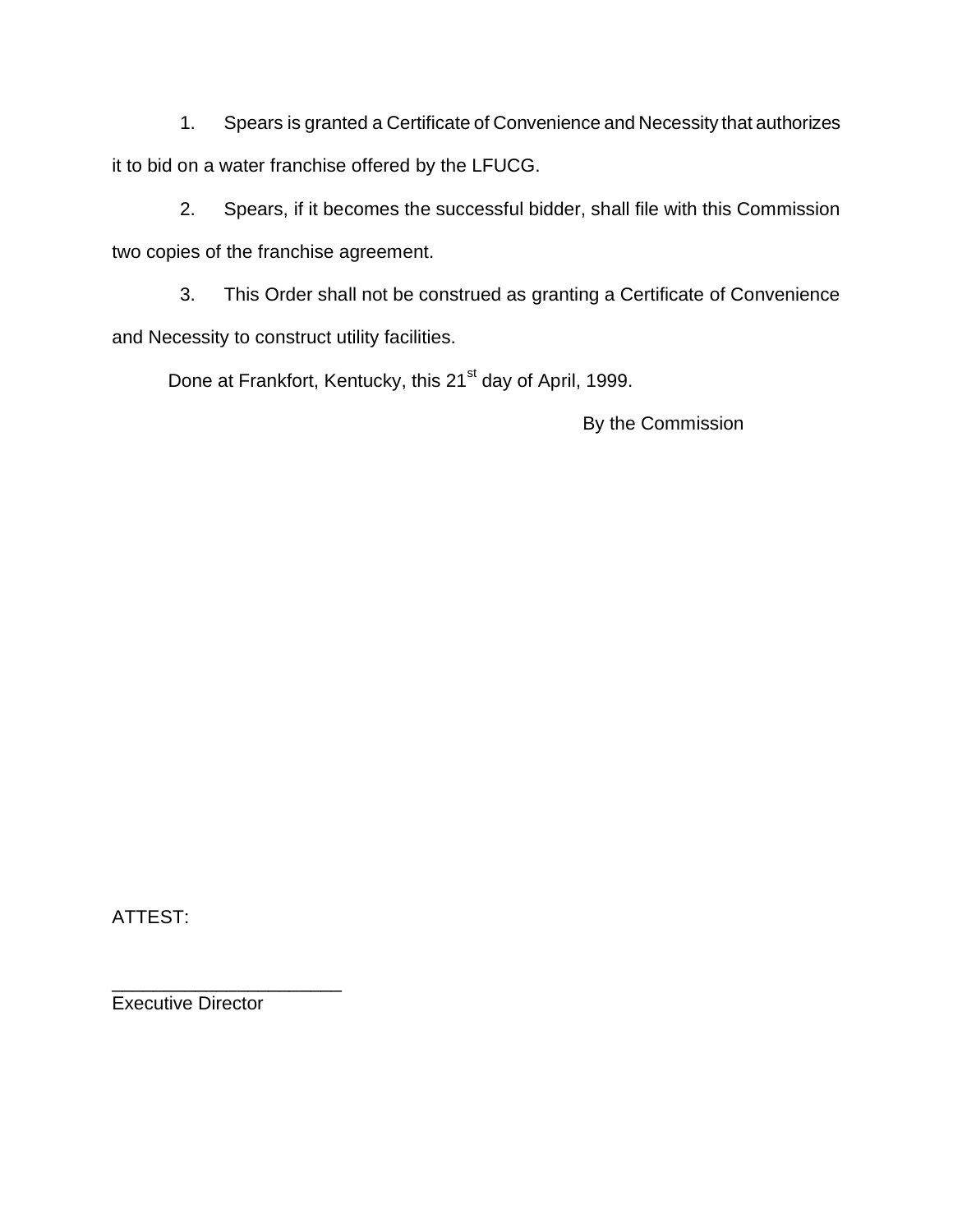1. Spears is granted a Certificate of Convenience and Necessity that authorizes it to bid on a water franchise offered by the LFUCG.

2. Spears, if it becomes the successful bidder, shall file with this Commission two copies of the franchise agreement.

3. This Order shall not be construed as granting a Certificate of Convenience and Necessity to construct utility facilities.

Done at Frankfort, Kentucky, this 21st day of April, 1999.

By the Commission

ATTEST:

______________________
Executive Director